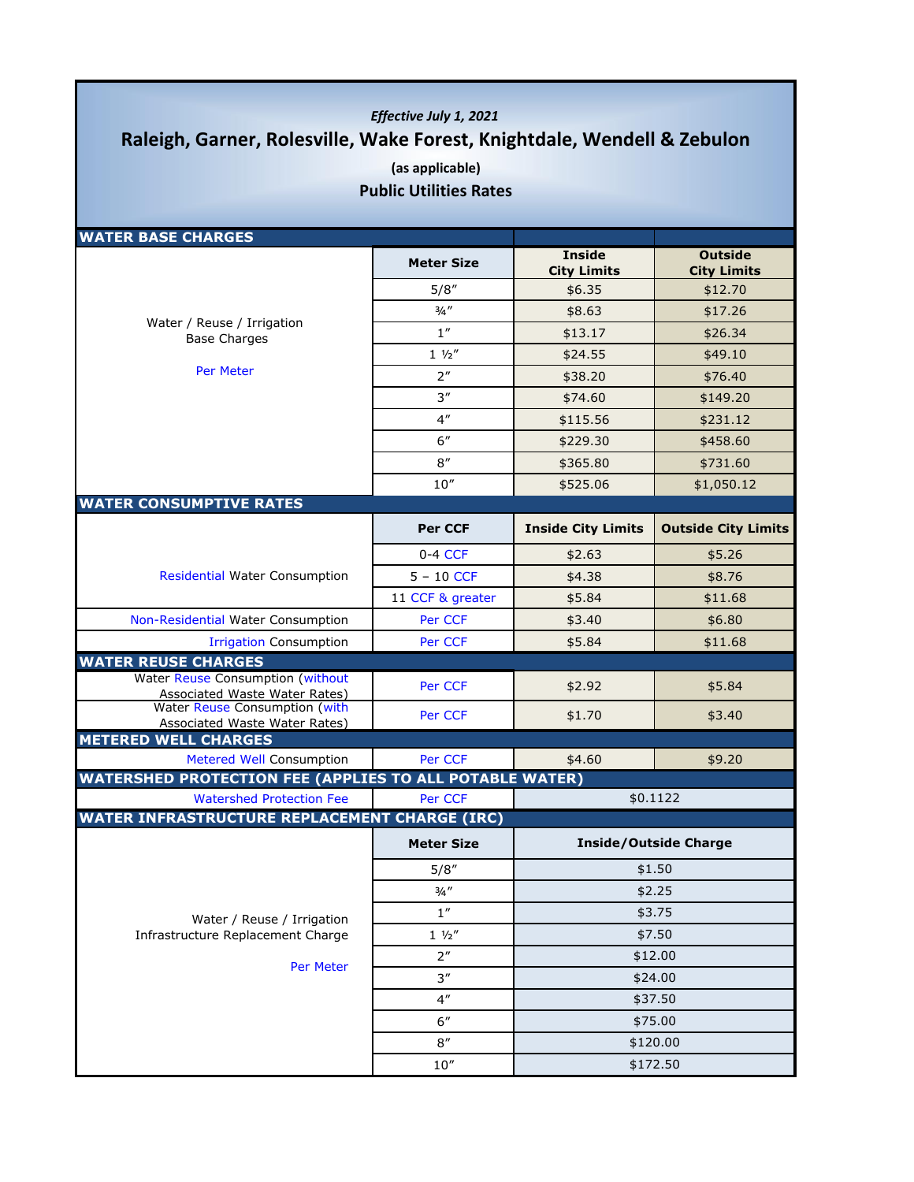*Effective July 1, 2021*

# Raleigh, Garner, Rolesville, Wake Forest, Knightdale, Wendell & Zebulon

**(as applicable)**

## Public Utilities Rates

## WATER BASE CHARGES

| | Meter Size | Inside City Limits | Outside City Limits |
|---|---|---|---|
| Water / Reuse / Irrigation Base Charges<br>Per Meter | 5/8″ | $6.35 | $12.70 |
| | ¾″ | $8.63 | $17.26 |
| | 1″ | $13.17 | $26.34 |
| | 1 ½″ | $24.55 | $49.10 |
| | 2″ | $38.20 | $76.40 |
| | 3″ | $74.60 | $149.20 |
| | 4″ | $115.56 | $231.12 |
| | 6″ | $229.30 | $458.60 |
| | 8″ | $365.80 | $731.60 |
| | 10″ | $525.06 | $1,050.12 |

## WATER CONSUMPTIVE RATES

| | Per CCF | Inside City Limits | Outside City Limits |
|---|---|---|---|
| Residential Water Consumption | 0-4 CCF | $2.63 | $5.26 |
| | 5 – 10 CCF | $4.38 | $8.76 |
| | 11 CCF & greater | $5.84 | $11.68 |
| Non-Residential Water Consumption | Per CCF | $3.40 | $6.80 |
| Irrigation Consumption | Per CCF | $5.84 | $11.68 |

## WATER REUSE CHARGES

| | | Inside City Limits | Outside City Limits |
|---|---|---|---|
| Water Reuse Consumption (without Associated Waste Water Rates) | Per CCF | $2.92 | $5.84 |
| Water Reuse Consumption (with Associated Waste Water Rates) | Per CCF | $1.70 | $3.40 |

## METERED WELL CHARGES

| | | Inside City Limits | Outside City Limits |
|---|---|---|---|
| Metered Well Consumption | Per CCF | $4.60 | $9.20 |

## WATERSHED PROTECTION FEE (APPLIES TO ALL POTABLE WATER)

| | | |
|---|---|---|
| Watershed Protection Fee | Per CCF | $0.1122 |

## WATER INFRASTRUCTURE REPLACEMENT CHARGE (IRC)

| | Meter Size | Inside/Outside Charge |
|---|---|---|
| Water / Reuse / Irrigation Infrastructure Replacement Charge<br>Per Meter | 5/8″ | $1.50 |
| | ¾″ | $2.25 |
| | 1″ | $3.75 |
| | 1 ½″ | $7.50 |
| | 2″ | $12.00 |
| | 3″ | $24.00 |
| | 4″ | $37.50 |
| | 6″ | $75.00 |
| | 8″ | $120.00 |
| | 10″ | $172.50 |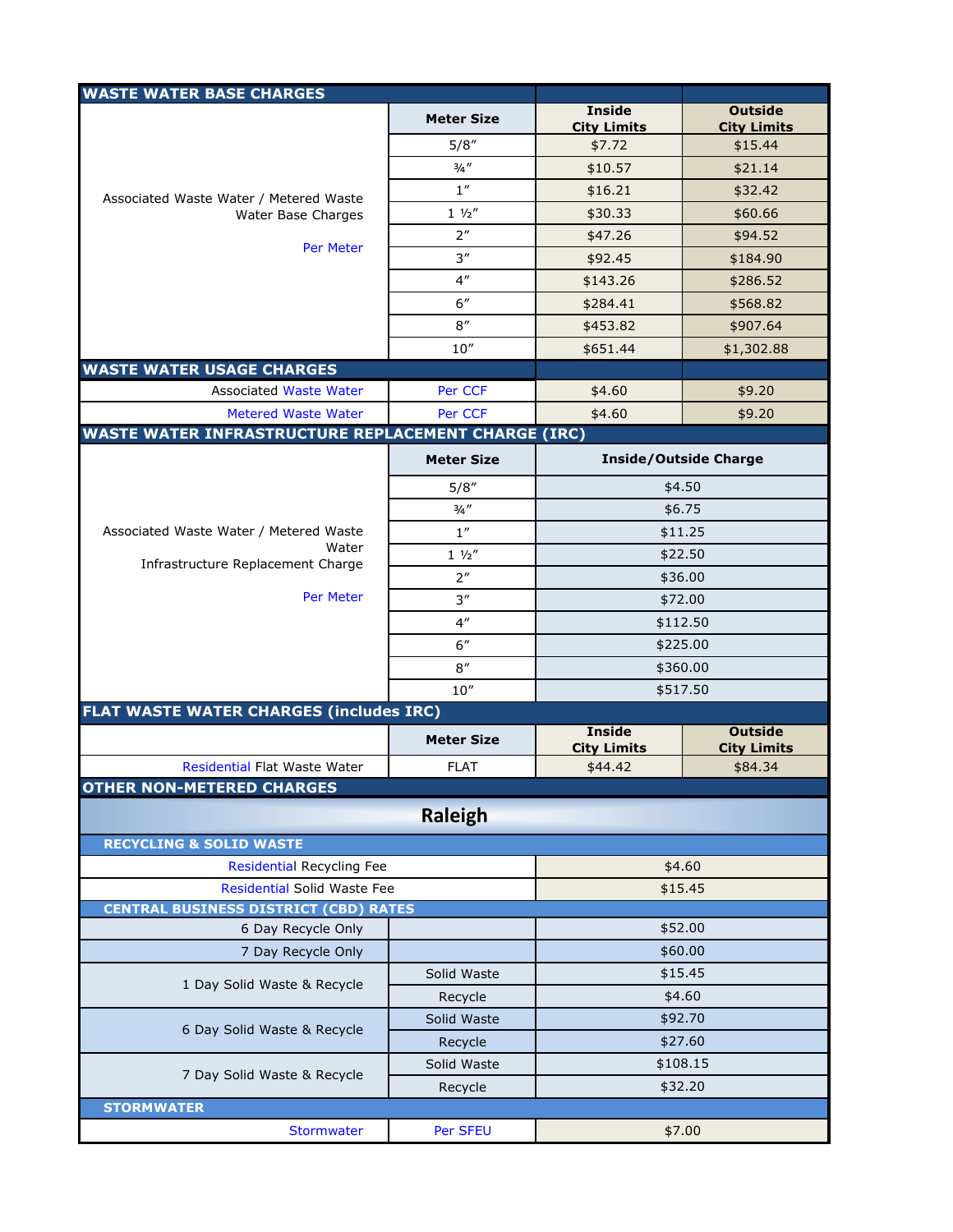## WASTE WATER BASE CHARGES

| | Meter Size | Inside City Limits | Outside City Limits |
|---|---|---|---|
| Associated Waste Water / Metered Waste Water Base Charges<br>Per Meter | 5/8″ | $7.72 | $15.44 |
| | ¾″ | $10.57 | $21.14 |
| | 1″ | $16.21 | $32.42 |
| | 1 ½″ | $30.33 | $60.66 |
| | 2″ | $47.26 | $94.52 |
| | 3″ | $92.45 | $184.90 |
| | 4″ | $143.26 | $286.52 |
| | 6″ | $284.41 | $568.82 |
| | 8″ | $453.82 | $907.64 |
| | 10″ | $651.44 | $1,302.88 |

## WASTE WATER USAGE CHARGES

| | | | |
|---|---|---|---|
| Associated Waste Water | Per CCF | $4.60 | $9.20 |
| Metered Waste Water | Per CCF | $4.60 | $9.20 |

## WASTE WATER INFRASTRUCTURE REPLACEMENT CHARGE (IRC)

| | Meter Size | Inside/Outside Charge |
|---|---|---|
| Associated Waste Water / Metered Waste Water Infrastructure Replacement Charge<br>Per Meter | 5/8″ | $4.50 |
| | ¾″ | $6.75 |
| | 1″ | $11.25 |
| | 1 ½″ | $22.50 |
| | 2″ | $36.00 |
| | 3″ | $72.00 |
| | 4″ | $112.50 |
| | 6″ | $225.00 |
| | 8″ | $360.00 |
| | 10″ | $517.50 |

## FLAT WASTE WATER CHARGES (includes IRC)

| | Meter Size | Inside City Limits | Outside City Limits |
|---|---|---|---|
| Residential Flat Waste Water | FLAT | $44.42 | $84.34 |

## OTHER NON-METERED CHARGES

### Raleigh

#### RECYCLING & SOLID WASTE

| | |
|---|---|
| Residential Recycling Fee | $4.60 |
| Residential Solid Waste Fee | $15.45 |

#### CENTRAL BUSINESS DISTRICT (CBD) RATES

| | | |
|---|---|---|
| 6 Day Recycle Only | | $52.00 |
| 7 Day Recycle Only | | $60.00 |
| 1 Day Solid Waste & Recycle | Solid Waste | $15.45 |
| | Recycle | $4.60 |
| 6 Day Solid Waste & Recycle | Solid Waste | $92.70 |
| | Recycle | $27.60 |
| 7 Day Solid Waste & Recycle | Solid Waste | $108.15 |
| | Recycle | $32.20 |

#### STORMWATER

| | | |
|---|---|---|
| Stormwater | Per SFEU | $7.00 |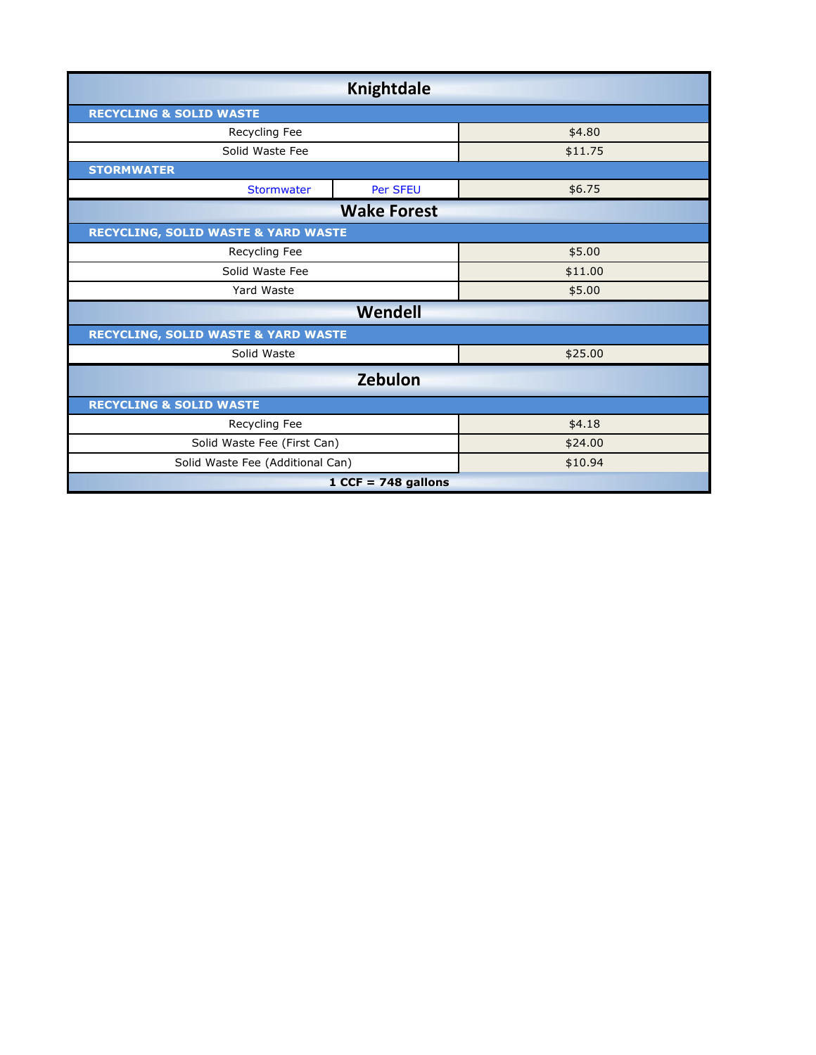## Knightdale

| RECYCLING & SOLID WASTE | | |
|---|---|---|
| Recycling Fee | | $4.80 |
| Solid Waste Fee | | $11.75 |
| **STORMWATER** | | |
| Stormwater | Per SFEU | $6.75 |

## Wake Forest

| RECYCLING, SOLID WASTE & YARD WASTE | |
|---|---|
| Recycling Fee | $5.00 |
| Solid Waste Fee | $11.00 |
| Yard Waste | $5.00 |

## Wendell

| RECYCLING, SOLID WASTE & YARD WASTE | |
|---|---|
| Solid Waste | $25.00 |

## Zebulon

| RECYCLING & SOLID WASTE | |
|---|---|
| Recycling Fee | $4.18 |
| Solid Waste Fee (First Can) | $24.00 |
| Solid Waste Fee (Additional Can) | $10.94 |

**1 CCF = 748 gallons**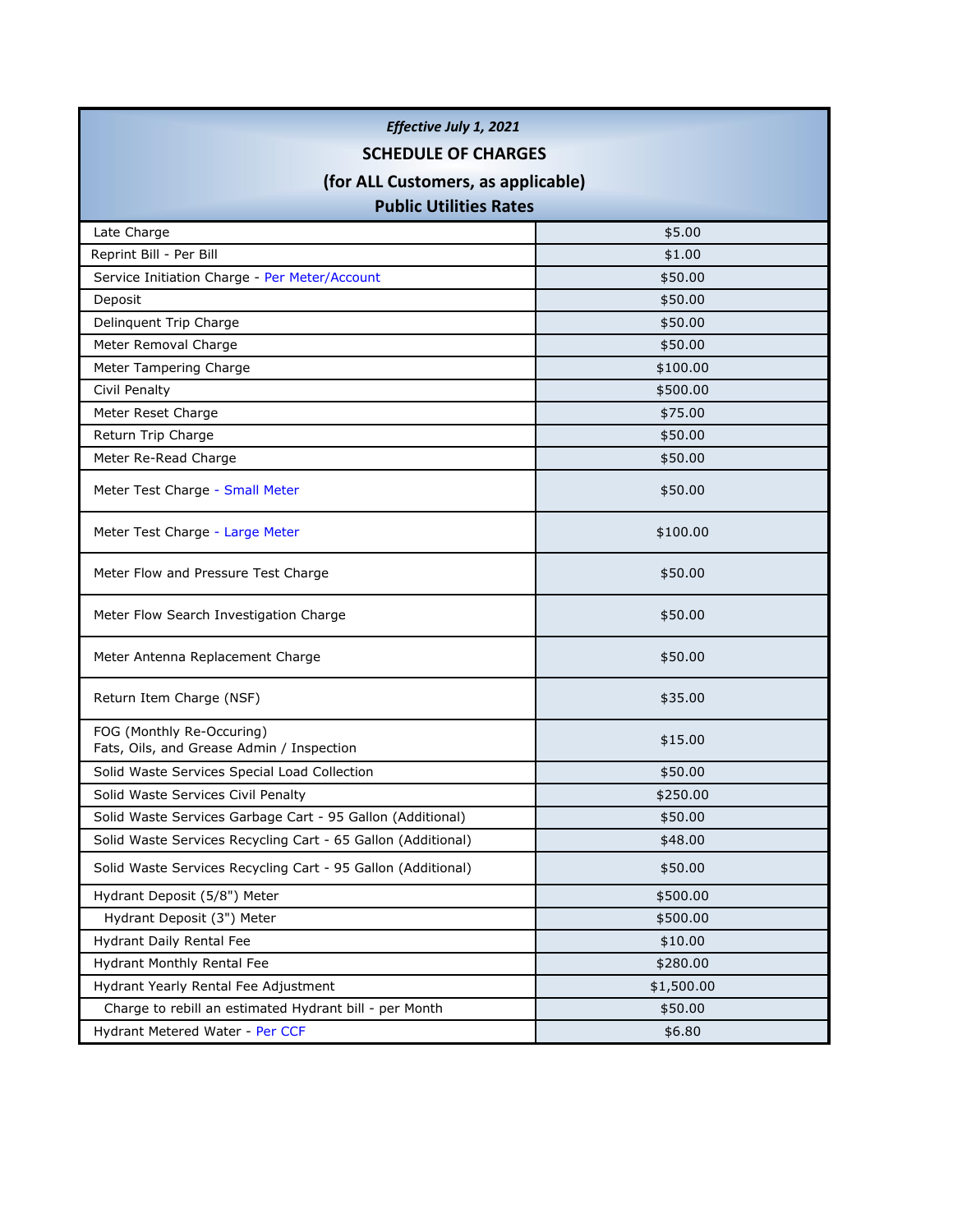*Effective July 1, 2021*

**SCHEDULE OF CHARGES**

**(for ALL Customers, as applicable)**

**Public Utilities Rates**

| | |
|---|---|
| Late Charge | $5.00 |
| Reprint Bill - Per Bill | $1.00 |
| Service Initiation Charge - Per Meter/Account | $50.00 |
| Deposit | $50.00 |
| Delinquent Trip Charge | $50.00 |
| Meter Removal Charge | $50.00 |
| Meter Tampering Charge | $100.00 |
| Civil Penalty | $500.00 |
| Meter Reset Charge | $75.00 |
| Return Trip Charge | $50.00 |
| Meter Re-Read Charge | $50.00 |
| Meter Test Charge - Small Meter | $50.00 |
| Meter Test Charge - Large Meter | $100.00 |
| Meter Flow and Pressure Test Charge | $50.00 |
| Meter Flow Search Investigation Charge | $50.00 |
| Meter Antenna Replacement Charge | $50.00 |
| Return Item Charge (NSF) | $35.00 |
| FOG (Monthly Re-Occuring) Fats, Oils, and Grease Admin / Inspection | $15.00 |
| Solid Waste Services Special Load Collection | $50.00 |
| Solid Waste Services Civil Penalty | $250.00 |
| Solid Waste Services Garbage Cart - 95 Gallon (Additional) | $50.00 |
| Solid Waste Services Recycling Cart - 65 Gallon (Additional) | $48.00 |
| Solid Waste Services Recycling Cart - 95 Gallon (Additional) | $50.00 |
| Hydrant Deposit (5/8") Meter | $500.00 |
| Hydrant Deposit (3") Meter | $500.00 |
| Hydrant Daily Rental Fee | $10.00 |
| Hydrant Monthly Rental Fee | $280.00 |
| Hydrant Yearly Rental Fee Adjustment | $1,500.00 |
| Charge to rebill an estimated Hydrant bill - per Month | $50.00 |
| Hydrant Metered Water - Per CCF | $6.80 |